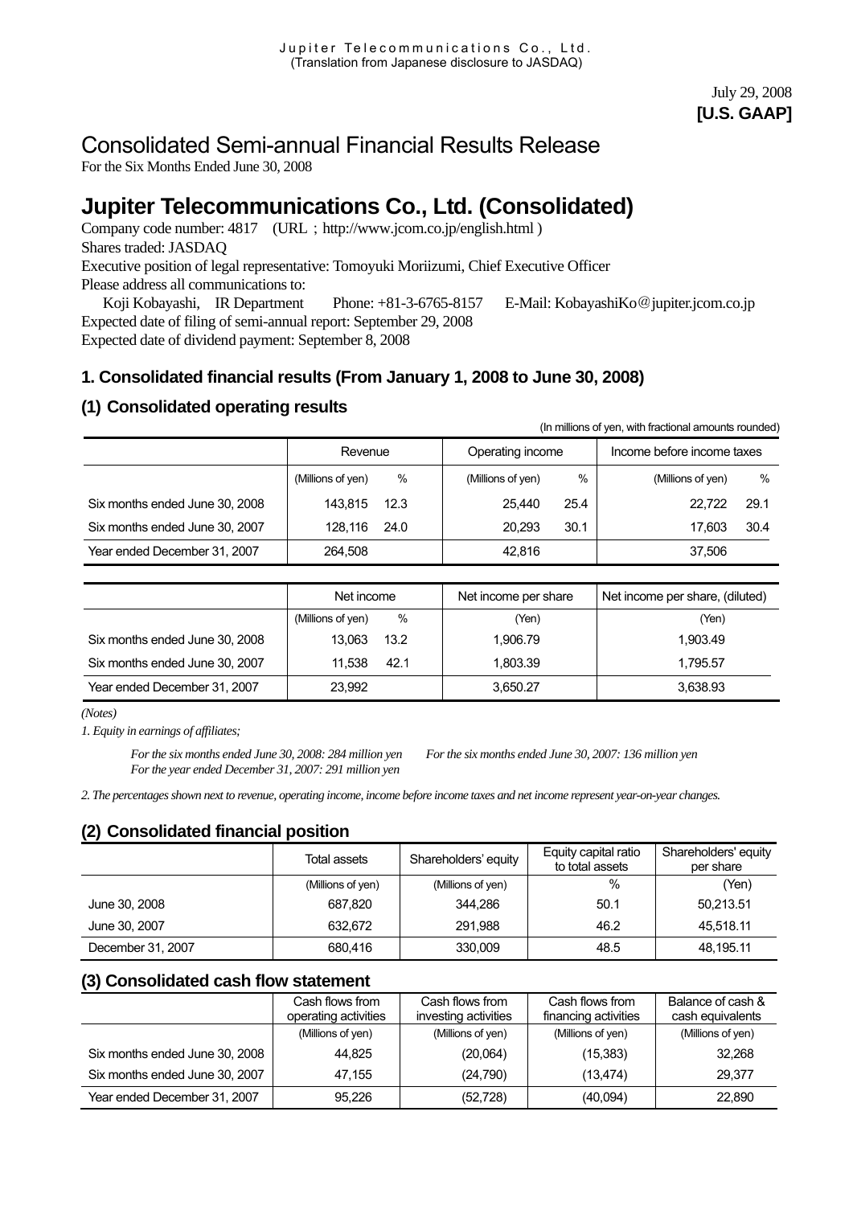Jupiter Telecommunications Co., Ltd.
(Translation from Japanese disclosure to JASDAQ)

July 29, 2008
**[U.S. GAAP]**

# Consolidated Semi-annual Financial Results Release

For the Six Months Ended June 30, 2008

# Jupiter Telecommunications Co., Ltd. (Consolidated)

Company code number: 4817 (URL ; http://www.jcom.co.jp/english.html )
Shares traded: JASDAQ
Executive position of legal representative: Tomoyuki Moriizumi, Chief Executive Officer
Please address all communications to:
Koji Kobayashi, IR Department Phone: +81-3-6765-8157 E-Mail: KobayashiKo@jupiter.jcom.co.jp
Expected date of filing of semi-annual report: September 29, 2008
Expected date of dividend payment: September 8, 2008

## 1. Consolidated financial results (From January 1, 2008 to June 30, 2008)

### (1) Consolidated operating results

(In millions of yen, with fractional amounts rounded)

| | Revenue | | Operating income | | Income before income taxes | |
|---|---|---|---|---|---|---|
| | (Millions of yen) | % | (Millions of yen) | % | (Millions of yen) | % |
| Six months ended June 30, 2008 | 143,815 | 12.3 | 25,440 | 25.4 | 22,722 | 29.1 |
| Six months ended June 30, 2007 | 128,116 | 24.0 | 20,293 | 30.1 | 17,603 | 30.4 |
| Year ended December 31, 2007 | 264,508 | | 42,816 | | 37,506 | |

| | Net income | | Net income per share | Net income per share, (diluted) |
|---|---|---|---|---|
| | (Millions of yen) | % | (Yen) | (Yen) |
| Six months ended June 30, 2008 | 13,063 | 13.2 | 1,906.79 | 1,903.49 |
| Six months ended June 30, 2007 | 11,538 | 42.1 | 1,803.39 | 1,795.57 |
| Year ended December 31, 2007 | 23,992 | | 3,650.27 | 3,638.93 |

*(Notes)*

*1. Equity in earnings of affiliates;*

*For the six months ended June 30, 2008: 284 million yen For the six months ended June 30, 2007: 136 million yen*
*For the year ended December 31, 2007: 291 million yen*

*2. The percentages shown next to revenue, operating income, income before income taxes and net income represent year-on-year changes.*

### (2) Consolidated financial position

| | Total assets | Shareholders' equity | Equity capital ratio to total assets | Shareholders' equity per share |
|---|---|---|---|---|
| | (Millions of yen) | (Millions of yen) | % | (Yen) |
| June 30, 2008 | 687,820 | 344,286 | 50.1 | 50,213.51 |
| June 30, 2007 | 632,672 | 291,988 | 46.2 | 45,518.11 |
| December 31, 2007 | 680,416 | 330,009 | 48.5 | 48,195.11 |

### (3) Consolidated cash flow statement

| | Cash flows from operating activities | Cash flows from investing activities | Cash flows from financing activities | Balance of cash & cash equivalents |
|---|---|---|---|---|
| | (Millions of yen) | (Millions of yen) | (Millions of yen) | (Millions of yen) |
| Six months ended June 30, 2008 | 44,825 | (20,064) | (15,383) | 32,268 |
| Six months ended June 30, 2007 | 47,155 | (24,790) | (13,474) | 29,377 |
| Year ended December 31, 2007 | 95,226 | (52,728) | (40,094) | 22,890 |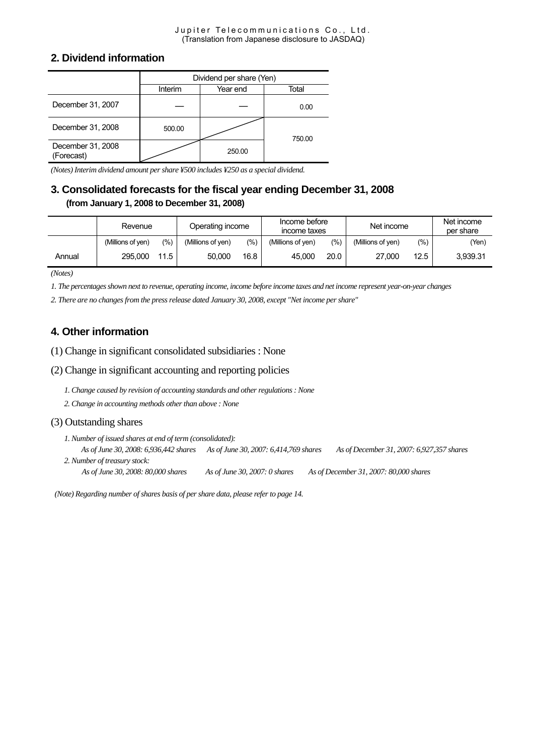## 2. Dividend information

| | Dividend per share (Yen) | | |
|---|---|---|---|
| | Interim | Year end | Total |
| December 31, 2007 | — | — | 0.00 |
| December 31, 2008 | 500.00 | | 750.00 |
| December 31, 2008 (Forecast) | | 250.00 | |

*(Notes) Interim dividend amount per share ¥500 includes ¥250 as a special dividend.*

## 3. Consolidated forecasts for the fiscal year ending December 31, 2008

**(from January 1, 2008 to December 31, 2008)**

| | Revenue | | Operating income | | Income before income taxes | | Net income | | Net income per share |
|---|---|---|---|---|---|---|---|---|---|
| | (Millions of yen) | (%) | (Millions of yen) | (%) | (Millions of yen) | (%) | (Millions of yen) | (%) | (Yen) |
| Annual | 295,000 | 11.5 | 50,000 | 16.8 | 45,000 | 20.0 | 27,000 | 12.5 | 3,939.31 |

*(Notes)*

*1. The percentages shown next to revenue, operating income, income before income taxes and net income represent year-on-year changes*

*2. There are no changes from the press release dated January 30, 2008, except "Net income per share"*

## 4. Other information

(1) Change in significant consolidated subsidiaries : None

(2) Change in significant accounting and reporting policies

*1. Change caused by revision of accounting standards and other regulations : None*

*2. Change in accounting methods other than above : None*

(3) Outstanding shares

*1. Number of issued shares at end of term (consolidated):*

*As of June 30, 2008: 6,936,442 shares As of June 30, 2007: 6,414,769 shares As of December 31, 2007: 6,927,357 shares*

*2. Number of treasury stock:*

*As of June 30, 2008: 80,000 shares As of June 30, 2007: 0 shares As of December 31, 2007: 80,000 shares*

*(Note) Regarding number of shares basis of per share data, please refer to page 14.*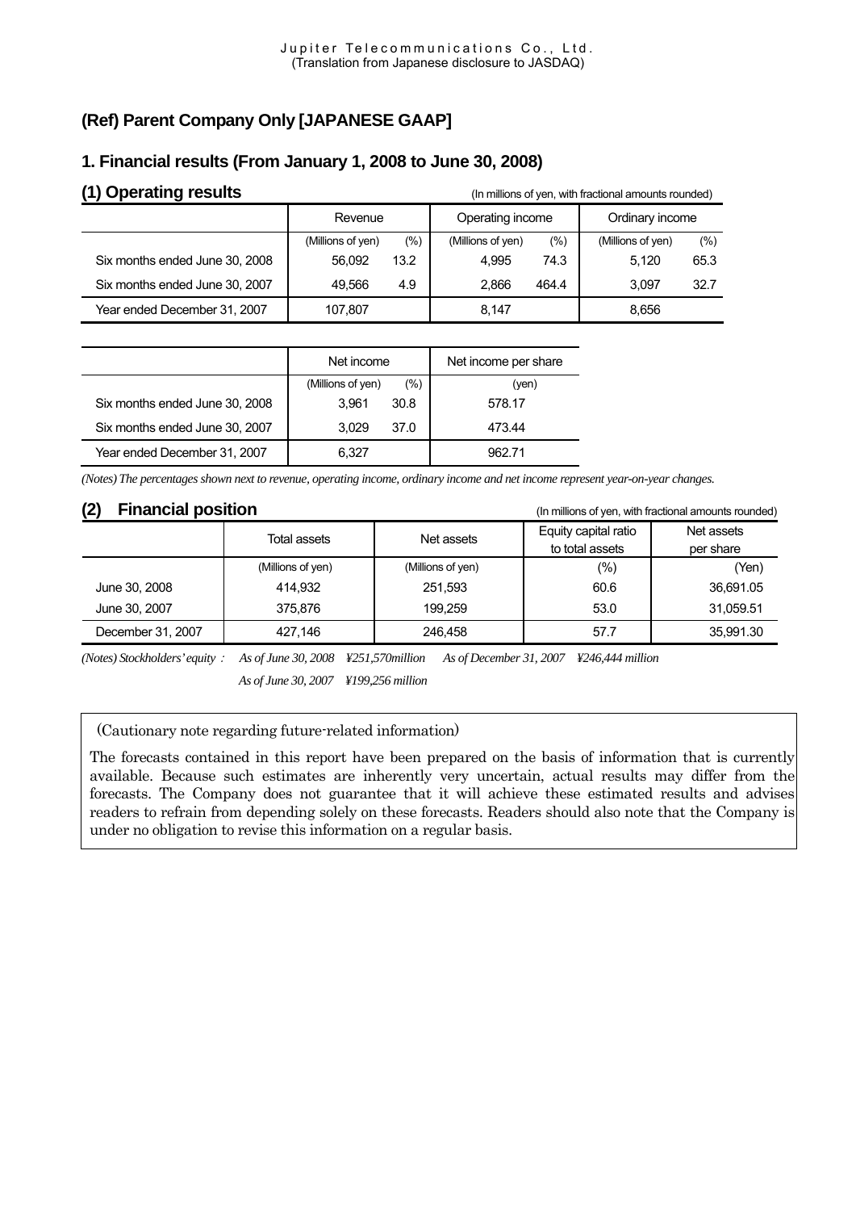Jupiter Telecommunications Co., Ltd.
(Translation from Japanese disclosure to JASDAQ)

## (Ref) Parent Company Only [JAPANESE GAAP]

## 1. Financial results (From January 1, 2008 to June 30, 2008)

### (1) Operating results

(In millions of yen, with fractional amounts rounded)

| | Revenue | | Operating income | | Ordinary income | |
|---|---|---|---|---|---|---|
| | (Millions of yen) | (%) | (Millions of yen) | (%) | (Millions of yen) | (%) |
| Six months ended June 30, 2008 | 56,092 | 13.2 | 4,995 | 74.3 | 5,120 | 65.3 |
| Six months ended June 30, 2007 | 49,566 | 4.9 | 2,866 | 464.4 | 3,097 | 32.7 |
| Year ended December 31, 2007 | 107,807 | | 8,147 | | 8,656 | |

| | Net income | | Net income per share |
|---|---|---|---|
| | (Millions of yen) | (%) | (yen) |
| Six months ended June 30, 2008 | 3,961 | 30.8 | 578.17 |
| Six months ended June 30, 2007 | 3,029 | 37.0 | 473.44 |
| Year ended December 31, 2007 | 6,327 | | 962.71 |

*(Notes) The percentages shown next to revenue, operating income, ordinary income and net income represent year-on-year changes.*

### (2) Financial position

(In millions of yen, with fractional amounts rounded)

| | Total assets | Net assets | Equity capital ratio to total assets | Net assets per share |
|---|---|---|---|---|
| | (Millions of yen) | (Millions of yen) | (%) | (Yen) |
| June 30, 2008 | 414,932 | 251,593 | 60.6 | 36,691.05 |
| June 30, 2007 | 375,876 | 199,259 | 53.0 | 31,059.51 |
| December 31, 2007 | 427,146 | 246,458 | 57.7 | 35,991.30 |

*(Notes) Stockholders' equity： As of June 30, 2008 ¥251,570million As of December 31, 2007 ¥246,444 million*

*As of June 30, 2007 ¥199,256 million*

(Cautionary note regarding future-related information)

The forecasts contained in this report have been prepared on the basis of information that is currently available. Because such estimates are inherently very uncertain, actual results may differ from the forecasts. The Company does not guarantee that it will achieve these estimated results and advises readers to refrain from depending solely on these forecasts. Readers should also note that the Company is under no obligation to revise this information on a regular basis.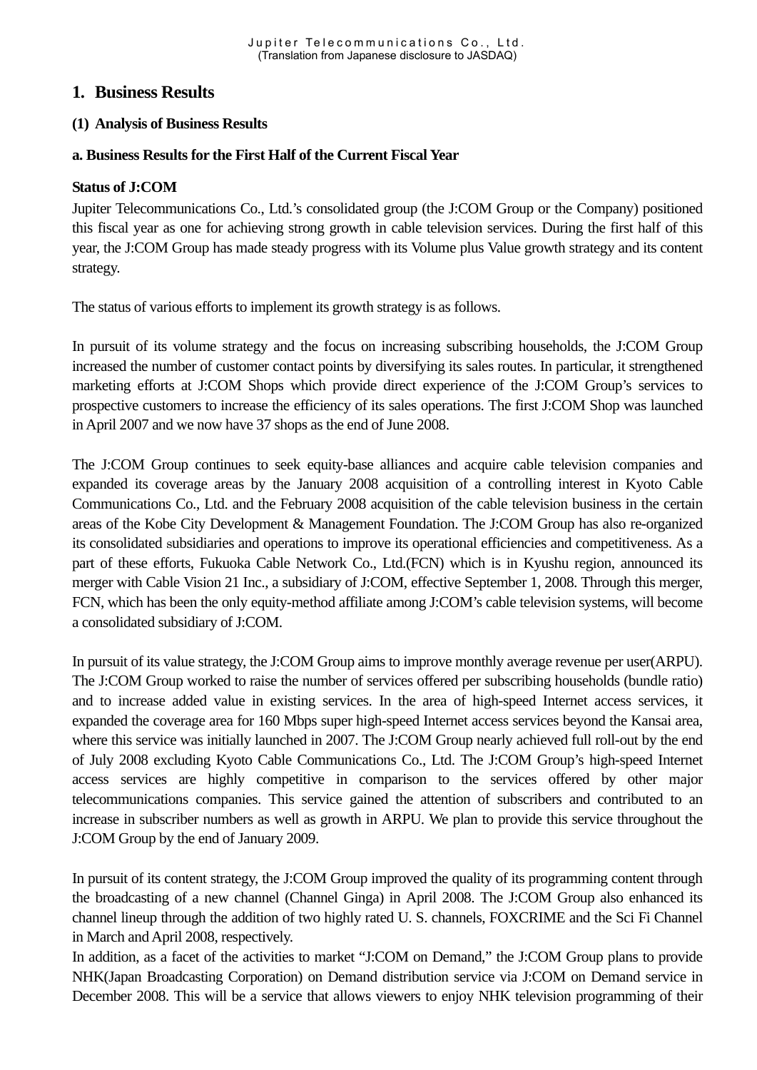# 1. Business Results

## (1) Analysis of Business Results

### a. Business Results for the First Half of the Current Fiscal Year

**Status of J:COM**

Jupiter Telecommunications Co., Ltd.'s consolidated group (the J:COM Group or the Company) positioned this fiscal year as one for achieving strong growth in cable television services. During the first half of this year, the J:COM Group has made steady progress with its Volume plus Value growth strategy and its content strategy.

The status of various efforts to implement its growth strategy is as follows.

In pursuit of its volume strategy and the focus on increasing subscribing households, the J:COM Group increased the number of customer contact points by diversifying its sales routes. In particular, it strengthened marketing efforts at J:COM Shops which provide direct experience of the J:COM Group's services to prospective customers to increase the efficiency of its sales operations. The first J:COM Shop was launched in April 2007 and we now have 37 shops as the end of June 2008.

The J:COM Group continues to seek equity-base alliances and acquire cable television companies and expanded its coverage areas by the January 2008 acquisition of a controlling interest in Kyoto Cable Communications Co., Ltd. and the February 2008 acquisition of the cable television business in the certain areas of the Kobe City Development & Management Foundation. The J:COM Group has also re-organized its consolidated subsidiaries and operations to improve its operational efficiencies and competitiveness. As a part of these efforts, Fukuoka Cable Network Co., Ltd.(FCN) which is in Kyushu region, announced its merger with Cable Vision 21 Inc., a subsidiary of J:COM, effective September 1, 2008. Through this merger, FCN, which has been the only equity-method affiliate among J:COM's cable television systems, will become a consolidated subsidiary of J:COM.

In pursuit of its value strategy, the J:COM Group aims to improve monthly average revenue per user(ARPU). The J:COM Group worked to raise the number of services offered per subscribing households (bundle ratio) and to increase added value in existing services. In the area of high-speed Internet access services, it expanded the coverage area for 160 Mbps super high-speed Internet access services beyond the Kansai area, where this service was initially launched in 2007. The J:COM Group nearly achieved full roll-out by the end of July 2008 excluding Kyoto Cable Communications Co., Ltd. The J:COM Group's high-speed Internet access services are highly competitive in comparison to the services offered by other major telecommunications companies. This service gained the attention of subscribers and contributed to an increase in subscriber numbers as well as growth in ARPU. We plan to provide this service throughout the J:COM Group by the end of January 2009.

In pursuit of its content strategy, the J:COM Group improved the quality of its programming content through the broadcasting of a new channel (Channel Ginga) in April 2008. The J:COM Group also enhanced its channel lineup through the addition of two highly rated U. S. channels, FOXCRIME and the Sci Fi Channel in March and April 2008, respectively.
In addition, as a facet of the activities to market "J:COM on Demand," the J:COM Group plans to provide NHK(Japan Broadcasting Corporation) on Demand distribution service via J:COM on Demand service in December 2008. This will be a service that allows viewers to enjoy NHK television programming of their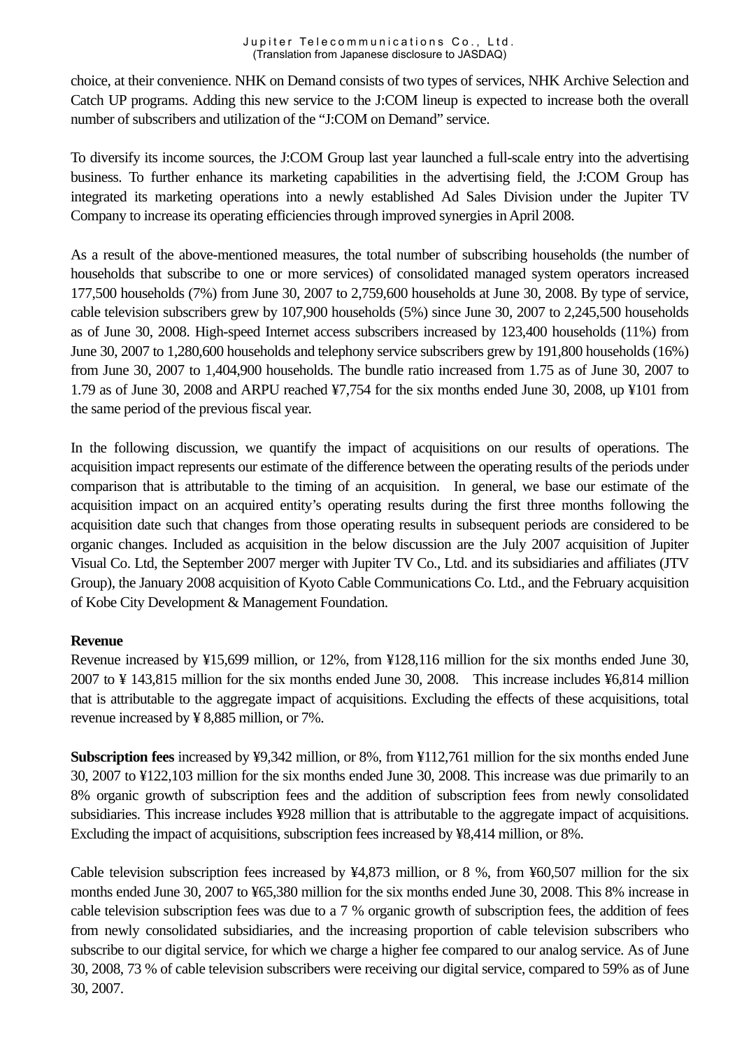choice, at their convenience. NHK on Demand consists of two types of services, NHK Archive Selection and Catch UP programs. Adding this new service to the J:COM lineup is expected to increase both the overall number of subscribers and utilization of the "J:COM on Demand" service.

To diversify its income sources, the J:COM Group last year launched a full-scale entry into the advertising business. To further enhance its marketing capabilities in the advertising field, the J:COM Group has integrated its marketing operations into a newly established Ad Sales Division under the Jupiter TV Company to increase its operating efficiencies through improved synergies in April 2008.

As a result of the above-mentioned measures, the total number of subscribing households (the number of households that subscribe to one or more services) of consolidated managed system operators increased 177,500 households (7%) from June 30, 2007 to 2,759,600 households at June 30, 2008. By type of service, cable television subscribers grew by 107,900 households (5%) since June 30, 2007 to 2,245,500 households as of June 30, 2008. High-speed Internet access subscribers increased by 123,400 households (11%) from June 30, 2007 to 1,280,600 households and telephony service subscribers grew by 191,800 households (16%) from June 30, 2007 to 1,404,900 households. The bundle ratio increased from 1.75 as of June 30, 2007 to 1.79 as of June 30, 2008 and ARPU reached ¥7,754 for the six months ended June 30, 2008, up ¥101 from the same period of the previous fiscal year.

In the following discussion, we quantify the impact of acquisitions on our results of operations. The acquisition impact represents our estimate of the difference between the operating results of the periods under comparison that is attributable to the timing of an acquisition. In general, we base our estimate of the acquisition impact on an acquired entity's operating results during the first three months following the acquisition date such that changes from those operating results in subsequent periods are considered to be organic changes. Included as acquisition in the below discussion are the July 2007 acquisition of Jupiter Visual Co. Ltd, the September 2007 merger with Jupiter TV Co., Ltd. and its subsidiaries and affiliates (JTV Group), the January 2008 acquisition of Kyoto Cable Communications Co. Ltd., and the February acquisition of Kobe City Development & Management Foundation.

**Revenue**

Revenue increased by ¥15,699 million, or 12%, from ¥128,116 million for the six months ended June 30, 2007 to ¥ 143,815 million for the six months ended June 30, 2008. This increase includes ¥6,814 million that is attributable to the aggregate impact of acquisitions. Excluding the effects of these acquisitions, total revenue increased by ¥ 8,885 million, or 7%.

**Subscription fees** increased by ¥9,342 million, or 8%, from ¥112,761 million for the six months ended June 30, 2007 to ¥122,103 million for the six months ended June 30, 2008. This increase was due primarily to an 8% organic growth of subscription fees and the addition of subscription fees from newly consolidated subsidiaries. This increase includes ¥928 million that is attributable to the aggregate impact of acquisitions. Excluding the impact of acquisitions, subscription fees increased by ¥8,414 million, or 8%.

Cable television subscription fees increased by ¥4,873 million, or 8 %, from ¥60,507 million for the six months ended June 30, 2007 to ¥65,380 million for the six months ended June 30, 2008. This 8% increase in cable television subscription fees was due to a 7 % organic growth of subscription fees, the addition of fees from newly consolidated subsidiaries, and the increasing proportion of cable television subscribers who subscribe to our digital service, for which we charge a higher fee compared to our analog service. As of June 30, 2008, 73 % of cable television subscribers were receiving our digital service, compared to 59% as of June 30, 2007.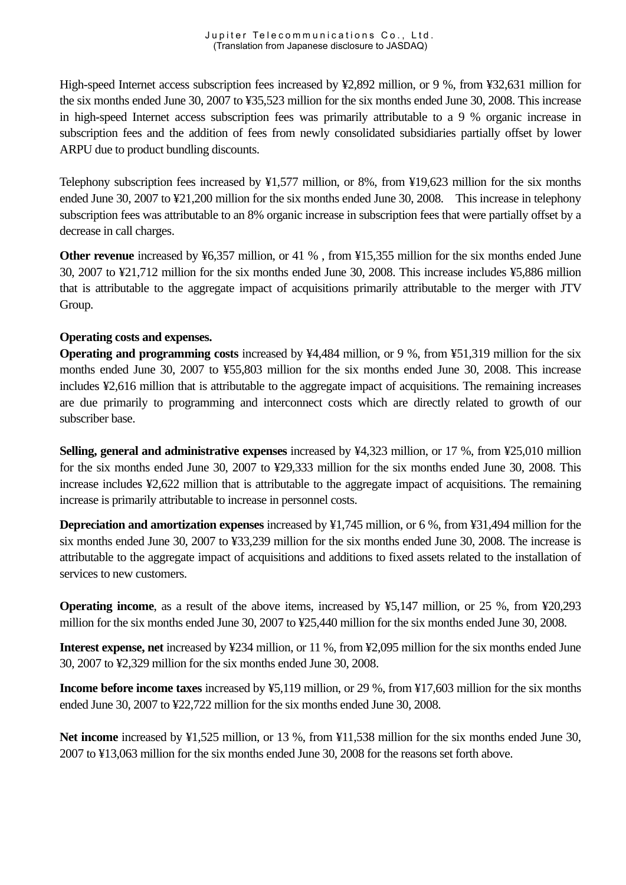High-speed Internet access subscription fees increased by ¥2,892 million, or 9 %, from ¥32,631 million for the six months ended June 30, 2007 to ¥35,523 million for the six months ended June 30, 2008. This increase in high-speed Internet access subscription fees was primarily attributable to a 9 % organic increase in subscription fees and the addition of fees from newly consolidated subsidiaries partially offset by lower ARPU due to product bundling discounts.

Telephony subscription fees increased by ¥1,577 million, or 8%, from ¥19,623 million for the six months ended June 30, 2007 to ¥21,200 million for the six months ended June 30, 2008. This increase in telephony subscription fees was attributable to an 8% organic increase in subscription fees that were partially offset by a decrease in call charges.

**Other revenue** increased by ¥6,357 million, or 41 % , from ¥15,355 million for the six months ended June 30, 2007 to ¥21,712 million for the six months ended June 30, 2008. This increase includes ¥5,886 million that is attributable to the aggregate impact of acquisitions primarily attributable to the merger with JTV Group.

**Operating costs and expenses.**

**Operating and programming costs** increased by ¥4,484 million, or 9 %, from ¥51,319 million for the six months ended June 30, 2007 to ¥55,803 million for the six months ended June 30, 2008. This increase includes ¥2,616 million that is attributable to the aggregate impact of acquisitions. The remaining increases are due primarily to programming and interconnect costs which are directly related to growth of our subscriber base.

**Selling, general and administrative expenses** increased by ¥4,323 million, or 17 %, from ¥25,010 million for the six months ended June 30, 2007 to ¥29,333 million for the six months ended June 30, 2008. This increase includes ¥2,622 million that is attributable to the aggregate impact of acquisitions. The remaining increase is primarily attributable to increase in personnel costs.

**Depreciation and amortization expenses** increased by ¥1,745 million, or 6 %, from ¥31,494 million for the six months ended June 30, 2007 to ¥33,239 million for the six months ended June 30, 2008. The increase is attributable to the aggregate impact of acquisitions and additions to fixed assets related to the installation of services to new customers.

**Operating income**, as a result of the above items, increased by ¥5,147 million, or 25 %, from ¥20,293 million for the six months ended June 30, 2007 to ¥25,440 million for the six months ended June 30, 2008.

**Interest expense, net** increased by ¥234 million, or 11 %, from ¥2,095 million for the six months ended June 30, 2007 to ¥2,329 million for the six months ended June 30, 2008.

**Income before income taxes** increased by ¥5,119 million, or 29 %, from ¥17,603 million for the six months ended June 30, 2007 to ¥22,722 million for the six months ended June 30, 2008.

**Net income** increased by ¥1,525 million, or 13 %, from ¥11,538 million for the six months ended June 30, 2007 to ¥13,063 million for the six months ended June 30, 2008 for the reasons set forth above.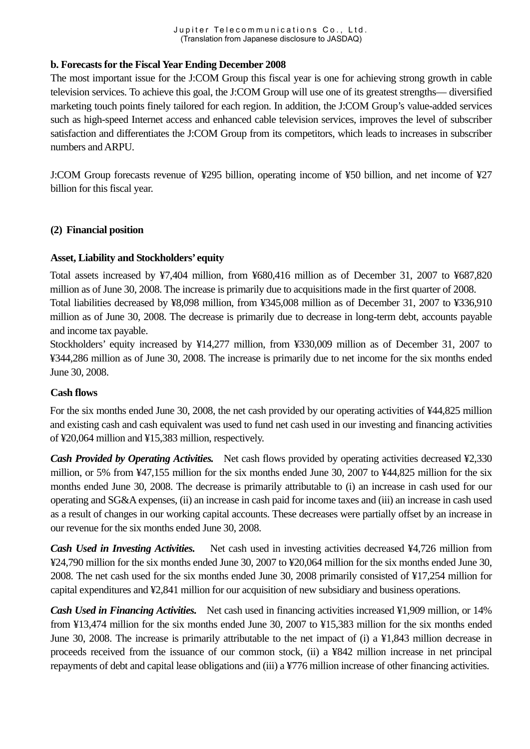**b. Forecasts for the Fiscal Year Ending December 2008**

The most important issue for the J:COM Group this fiscal year is one for achieving strong growth in cable television services. To achieve this goal, the J:COM Group will use one of its greatest strengths— diversified marketing touch points finely tailored for each region. In addition, the J:COM Group's value-added services such as high-speed Internet access and enhanced cable television services, improves the level of subscriber satisfaction and differentiates the J:COM Group from its competitors, which leads to increases in subscriber numbers and ARPU.

J:COM Group forecasts revenue of ¥295 billion, operating income of ¥50 billion, and net income of ¥27 billion for this fiscal year.

### (2) Financial position

#### Asset, Liability and Stockholders' equity

Total assets increased by ¥7,404 million, from ¥680,416 million as of December 31, 2007 to ¥687,820 million as of June 30, 2008. The increase is primarily due to acquisitions made in the first quarter of 2008.
Total liabilities decreased by ¥8,098 million, from ¥345,008 million as of December 31, 2007 to ¥336,910 million as of June 30, 2008. The decrease is primarily due to decrease in long-term debt, accounts payable and income tax payable.
Stockholders' equity increased by ¥14,277 million, from ¥330,009 million as of December 31, 2007 to ¥344,286 million as of June 30, 2008. The increase is primarily due to net income for the six months ended June 30, 2008.

#### Cash flows

For the six months ended June 30, 2008, the net cash provided by our operating activities of ¥44,825 million and existing cash and cash equivalent was used to fund net cash used in our investing and financing activities of ¥20,064 million and ¥15,383 million, respectively.

***Cash Provided by Operating Activities.*** Net cash flows provided by operating activities decreased ¥2,330 million, or 5% from ¥47,155 million for the six months ended June 30, 2007 to ¥44,825 million for the six months ended June 30, 2008. The decrease is primarily attributable to (i) an increase in cash used for our operating and SG&A expenses, (ii) an increase in cash paid for income taxes and (iii) an increase in cash used as a result of changes in our working capital accounts. These decreases were partially offset by an increase in our revenue for the six months ended June 30, 2008.

***Cash Used in Investing Activities.*** Net cash used in investing activities decreased ¥4,726 million from ¥24,790 million for the six months ended June 30, 2007 to ¥20,064 million for the six months ended June 30, 2008. The net cash used for the six months ended June 30, 2008 primarily consisted of ¥17,254 million for capital expenditures and ¥2,841 million for our acquisition of new subsidiary and business operations.

***Cash Used in Financing Activities.*** Net cash used in financing activities increased ¥1,909 million, or 14% from ¥13,474 million for the six months ended June 30, 2007 to ¥15,383 million for the six months ended June 30, 2008. The increase is primarily attributable to the net impact of (i) a ¥1,843 million decrease in proceeds received from the issuance of our common stock, (ii) a ¥842 million increase in net principal repayments of debt and capital lease obligations and (iii) a ¥776 million increase of other financing activities.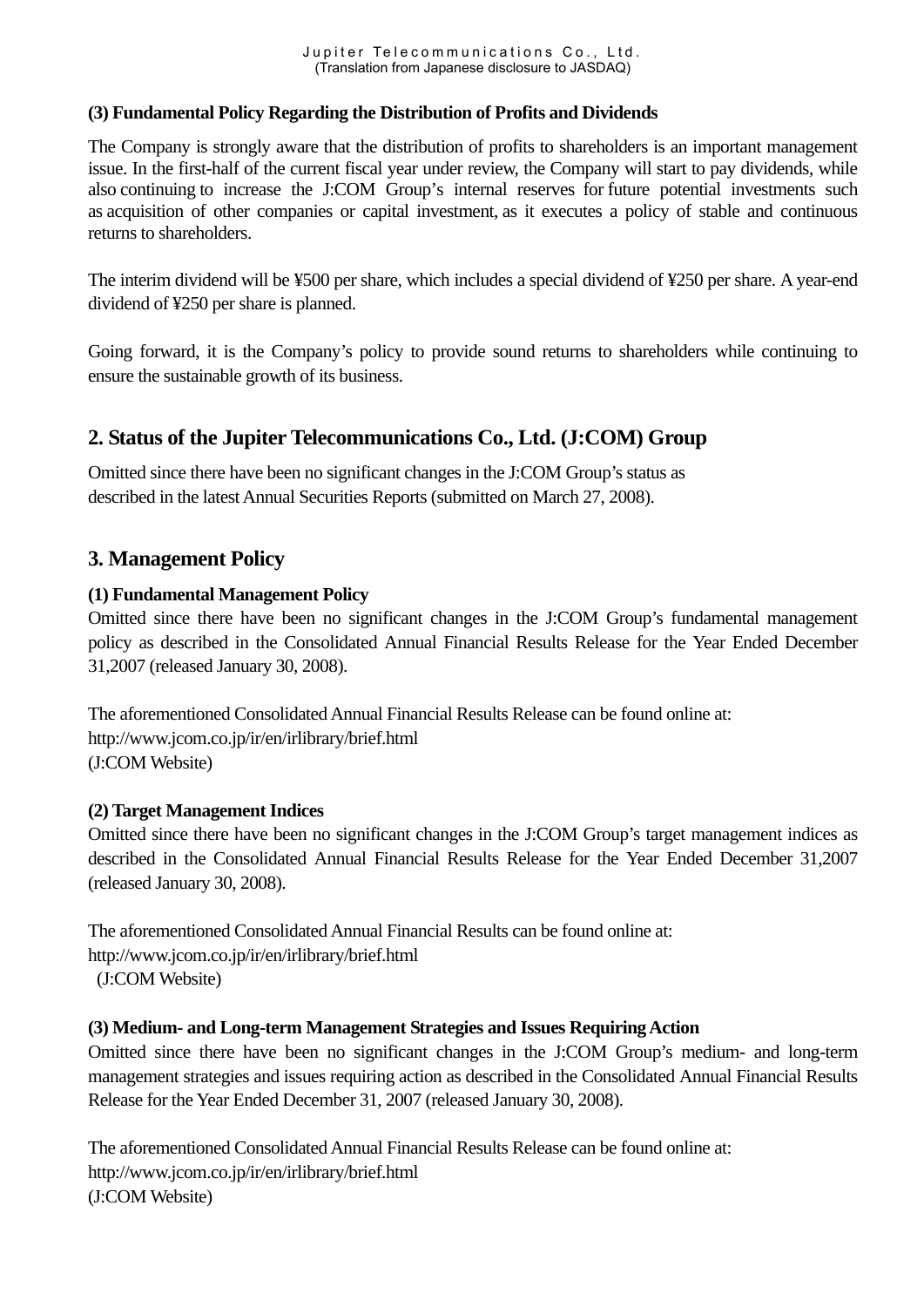### (3) Fundamental Policy Regarding the Distribution of Profits and Dividends

The Company is strongly aware that the distribution of profits to shareholders is an important management issue. In the first-half of the current fiscal year under review, the Company will start to pay dividends, while also continuing to increase the J:COM Group's internal reserves for future potential investments such as acquisition of other companies or capital investment, as it executes a policy of stable and continuous returns to shareholders.

The interim dividend will be ¥500 per share, which includes a special dividend of ¥250 per share. A year-end dividend of ¥250 per share is planned.

Going forward, it is the Company's policy to provide sound returns to shareholders while continuing to ensure the sustainable growth of its business.

## 2. Status of the Jupiter Telecommunications Co., Ltd. (J:COM) Group

Omitted since there have been no significant changes in the J:COM Group's status as described in the latest Annual Securities Reports (submitted on March 27, 2008).

## 3. Management Policy

### (1) Fundamental Management Policy

Omitted since there have been no significant changes in the J:COM Group's fundamental management policy as described in the Consolidated Annual Financial Results Release for the Year Ended December 31,2007 (released January 30, 2008).

The aforementioned Consolidated Annual Financial Results Release can be found online at:
http://www.jcom.co.jp/ir/en/irlibrary/brief.html
(J:COM Website)

### (2) Target Management Indices

Omitted since there have been no significant changes in the J:COM Group's target management indices as described in the Consolidated Annual Financial Results Release for the Year Ended December 31,2007 (released January 30, 2008).

The aforementioned Consolidated Annual Financial Results can be found online at:
http://www.jcom.co.jp/ir/en/irlibrary/brief.html
(J:COM Website)

### (3) Medium- and Long-term Management Strategies and Issues Requiring Action

Omitted since there have been no significant changes in the J:COM Group's medium- and long-term management strategies and issues requiring action as described in the Consolidated Annual Financial Results Release for the Year Ended December 31, 2007 (released January 30, 2008).

The aforementioned Consolidated Annual Financial Results Release can be found online at:
http://www.jcom.co.jp/ir/en/irlibrary/brief.html
(J:COM Website)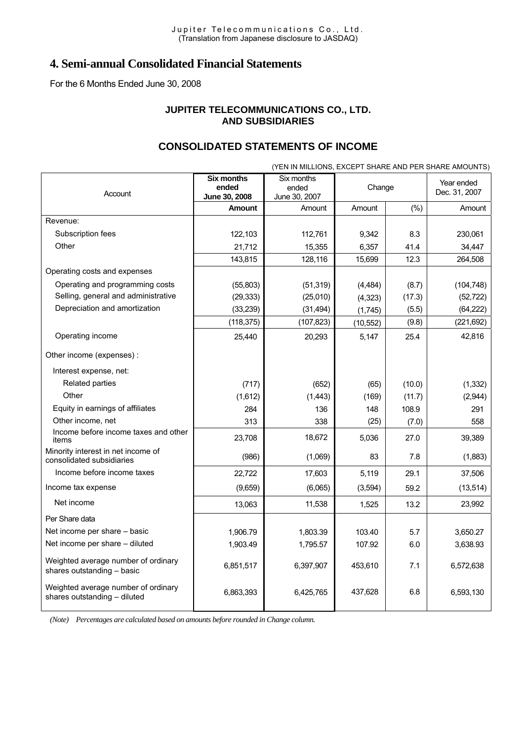# 4. Semi-annual Consolidated Financial Statements

For the 6 Months Ended June 30, 2008

**JUPITER TELECOMMUNICATIONS CO., LTD.**
**AND SUBSIDIARIES**

## CONSOLIDATED STATEMENTS OF INCOME

(YEN IN MILLIONS, EXCEPT SHARE AND PER SHARE AMOUNTS)

| Account | **Six months ended June 30, 2008** | Six months ended June 30, 2007 | Change | | Year ended Dec. 31, 2007 |
|---|---|---|---|---|---|
| | **Amount** | Amount | Amount | (%) | Amount |
| Revenue: | | | | | |
| Subscription fees | 122,103 | 112,761 | 9,342 | 8.3 | 230,061 |
| Other | 21,712 | 15,355 | 6,357 | 41.4 | 34,447 |
| | 143,815 | 128,116 | 15,699 | 12.3 | 264,508 |
| Operating costs and expenses | | | | | |
| Operating and programming costs | (55,803) | (51,319) | (4,484) | (8.7) | (104,748) |
| Selling, general and administrative | (29,333) | (25,010) | (4,323) | (17.3) | (52,722) |
| Depreciation and amortization | (33,239) | (31,494) | (1,745) | (5.5) | (64,222) |
| | (118,375) | (107,823) | (10,552) | (9.8) | (221,692) |
| Operating income | 25,440 | 20,293 | 5,147 | 25.4 | 42,816 |
| Other income (expenses) : | | | | | |
| Interest expense, net: | | | | | |
| Related parties | (717) | (652) | (65) | (10.0) | (1,332) |
| Other | (1,612) | (1,443) | (169) | (11.7) | (2,944) |
| Equity in earnings of affiliates | 284 | 136 | 148 | 108.9 | 291 |
| Other income, net | 313 | 338 | (25) | (7.0) | 558 |
| Income before income taxes and other items | 23,708 | 18,672 | 5,036 | 27.0 | 39,389 |
| Minority interest in net income of consolidated subsidiaries | (986) | (1,069) | 83 | 7.8 | (1,883) |
| Income before income taxes | 22,722 | 17,603 | 5,119 | 29.1 | 37,506 |
| Income tax expense | (9,659) | (6,065) | (3,594) | 59.2 | (13,514) |
| Net income | 13,063 | 11,538 | 1,525 | 13.2 | 23,992 |
| Per Share data | | | | | |
| Net income per share – basic | 1,906.79 | 1,803.39 | 103.40 | 5.7 | 3,650.27 |
| Net income per share – diluted | 1,903.49 | 1,795.57 | 107.92 | 6.0 | 3,638.93 |
| Weighted average number of ordinary shares outstanding – basic | 6,851,517 | 6,397,907 | 453,610 | 7.1 | 6,572,638 |
| Weighted average number of ordinary shares outstanding – diluted | 6,863,393 | 6,425,765 | 437,628 | 6.8 | 6,593,130 |

*(Note) Percentages are calculated based on amounts before rounded in Change column.*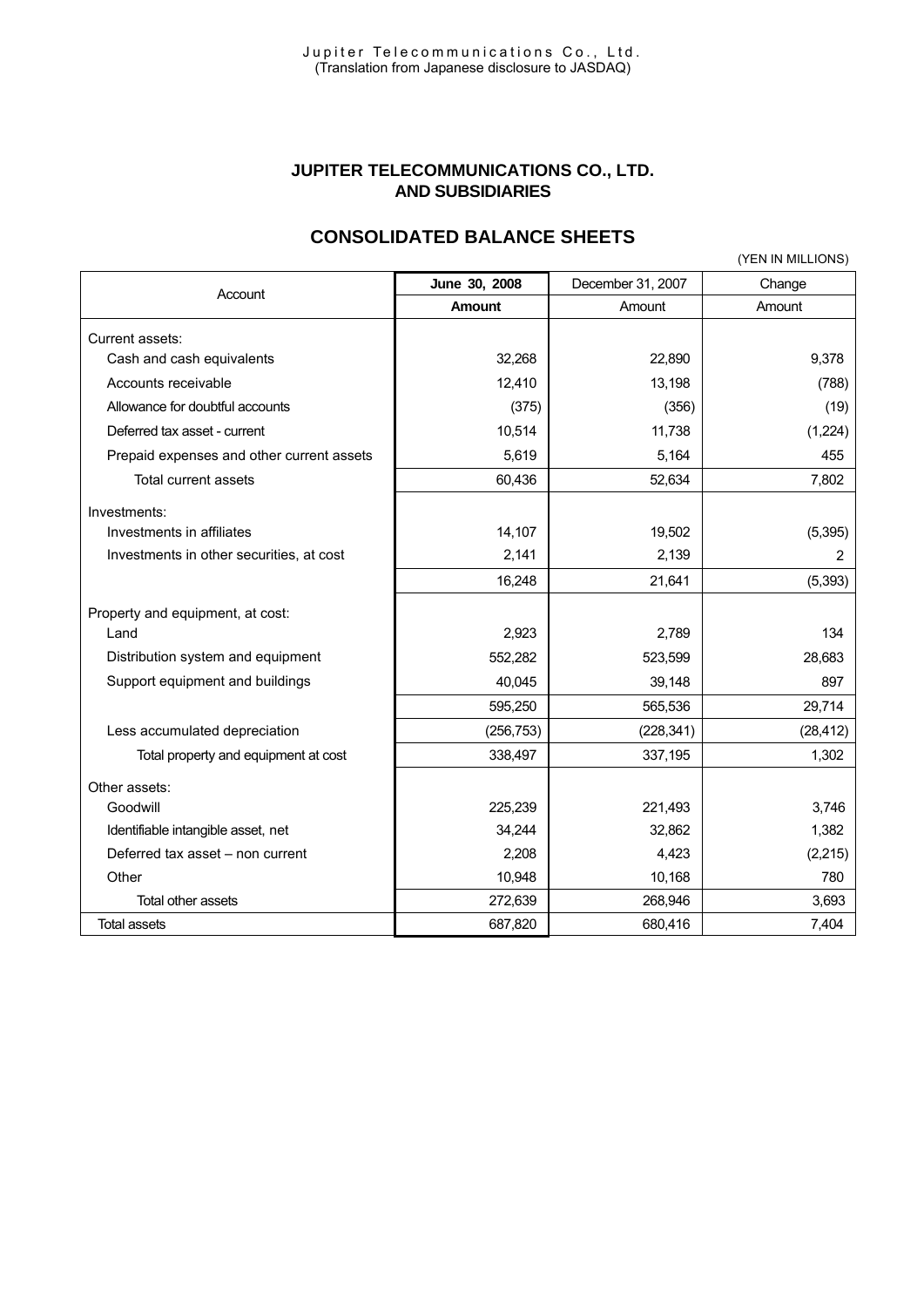# JUPITER TELECOMMUNICATIONS CO., LTD. AND SUBSIDIARIES

## CONSOLIDATED BALANCE SHEETS

(YEN IN MILLIONS)

| Account | June 30, 2008 | December 31, 2007 | Change |
|---|---|---|---|
| | **Amount** | Amount | Amount |
| Current assets: | | | |
| Cash and cash equivalents | 32,268 | 22,890 | 9,378 |
| Accounts receivable | 12,410 | 13,198 | (788) |
| Allowance for doubtful accounts | (375) | (356) | (19) |
| Deferred tax asset - current | 10,514 | 11,738 | (1,224) |
| Prepaid expenses and other current assets | 5,619 | 5,164 | 455 |
| Total current assets | 60,436 | 52,634 | 7,802 |
| Investments: | | | |
| Investments in affiliates | 14,107 | 19,502 | (5,395) |
| Investments in other securities, at cost | 2,141 | 2,139 | 2 |
| | 16,248 | 21,641 | (5,393) |
| Property and equipment, at cost: | | | |
| Land | 2,923 | 2,789 | 134 |
| Distribution system and equipment | 552,282 | 523,599 | 28,683 |
| Support equipment and buildings | 40,045 | 39,148 | 897 |
| | 595,250 | 565,536 | 29,714 |
| Less accumulated depreciation | (256,753) | (228,341) | (28,412) |
| Total property and equipment at cost | 338,497 | 337,195 | 1,302 |
| Other assets: | | | |
| Goodwill | 225,239 | 221,493 | 3,746 |
| Identifiable intangible asset, net | 34,244 | 32,862 | 1,382 |
| Deferred tax asset – non current | 2,208 | 4,423 | (2,215) |
| Other | 10,948 | 10,168 | 780 |
| Total other assets | 272,639 | 268,946 | 3,693 |
| Total assets | 687,820 | 680,416 | 7,404 |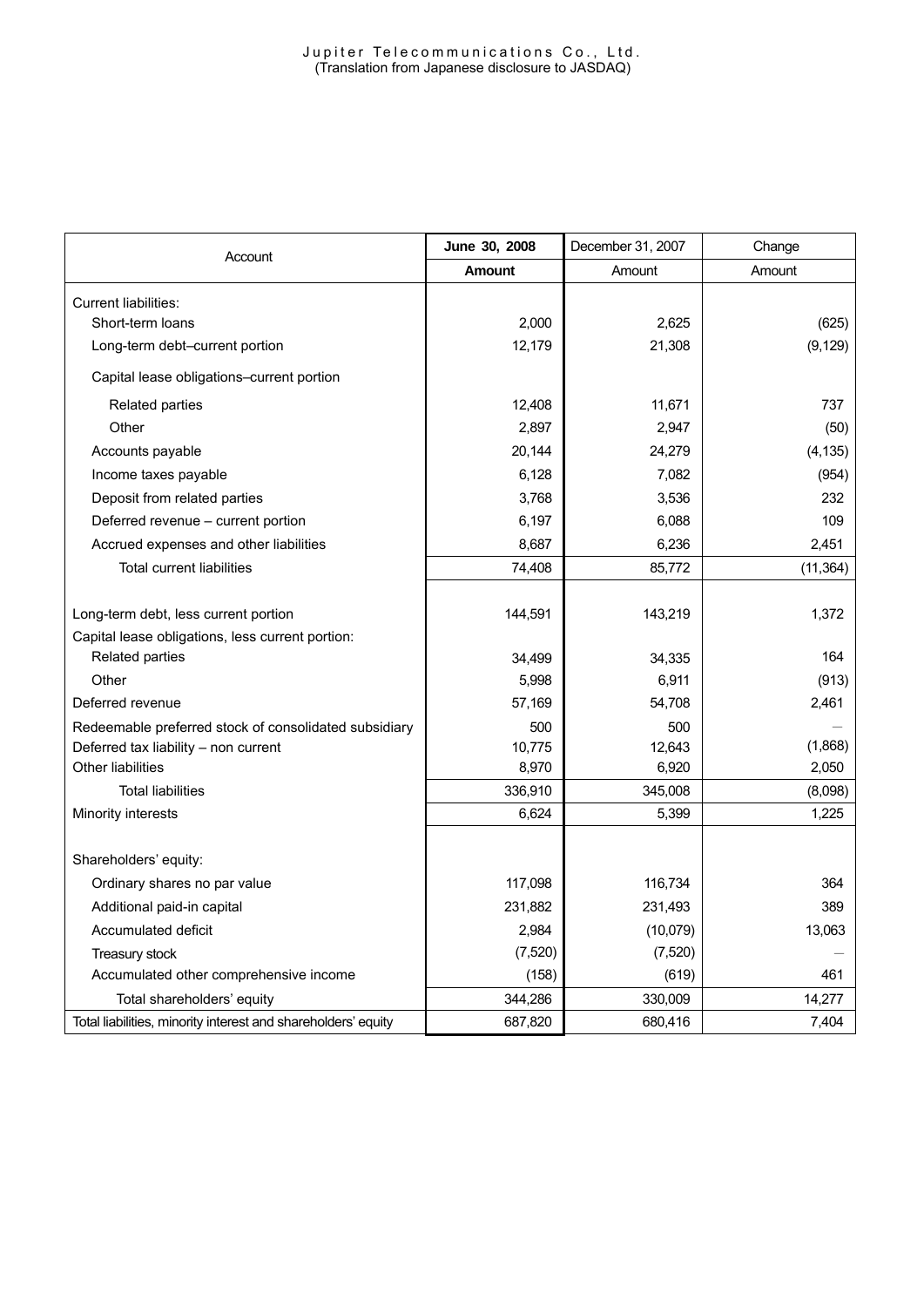| Account | June 30, 2008 | December 31, 2007 | Change |
|---|---|---|---|
| | **Amount** | Amount | Amount |
| Current liabilities: | | | |
| Short-term loans | 2,000 | 2,625 | (625) |
| Long-term debt–current portion | 12,179 | 21,308 | (9,129) |
| Capital lease obligations–current portion | | | |
| Related parties | 12,408 | 11,671 | 737 |
| Other | 2,897 | 2,947 | (50) |
| Accounts payable | 20,144 | 24,279 | (4,135) |
| Income taxes payable | 6,128 | 7,082 | (954) |
| Deposit from related parties | 3,768 | 3,536 | 232 |
| Deferred revenue – current portion | 6,197 | 6,088 | 109 |
| Accrued expenses and other liabilities | 8,687 | 6,236 | 2,451 |
| Total current liabilities | 74,408 | 85,772 | (11,364) |
| Long-term debt, less current portion | 144,591 | 143,219 | 1,372 |
| Capital lease obligations, less current portion: | | | |
| Related parties | 34,499 | 34,335 | 164 |
| Other | 5,998 | 6,911 | (913) |
| Deferred revenue | 57,169 | 54,708 | 2,461 |
| Redeemable preferred stock of consolidated subsidiary | 500 | 500 | — |
| Deferred tax liability – non current | 10,775 | 12,643 | (1,868) |
| Other liabilities | 8,970 | 6,920 | 2,050 |
| Total liabilities | 336,910 | 345,008 | (8,098) |
| Minority interests | 6,624 | 5,399 | 1,225 |
| Shareholders' equity: | | | |
| Ordinary shares no par value | 117,098 | 116,734 | 364 |
| Additional paid-in capital | 231,882 | 231,493 | 389 |
| Accumulated deficit | 2,984 | (10,079) | 13,063 |
| Treasury stock | (7,520) | (7,520) | — |
| Accumulated other comprehensive income | (158) | (619) | 461 |
| Total shareholders' equity | 344,286 | 330,009 | 14,277 |
| Total liabilities, minority interest and shareholders' equity | 687,820 | 680,416 | 7,404 |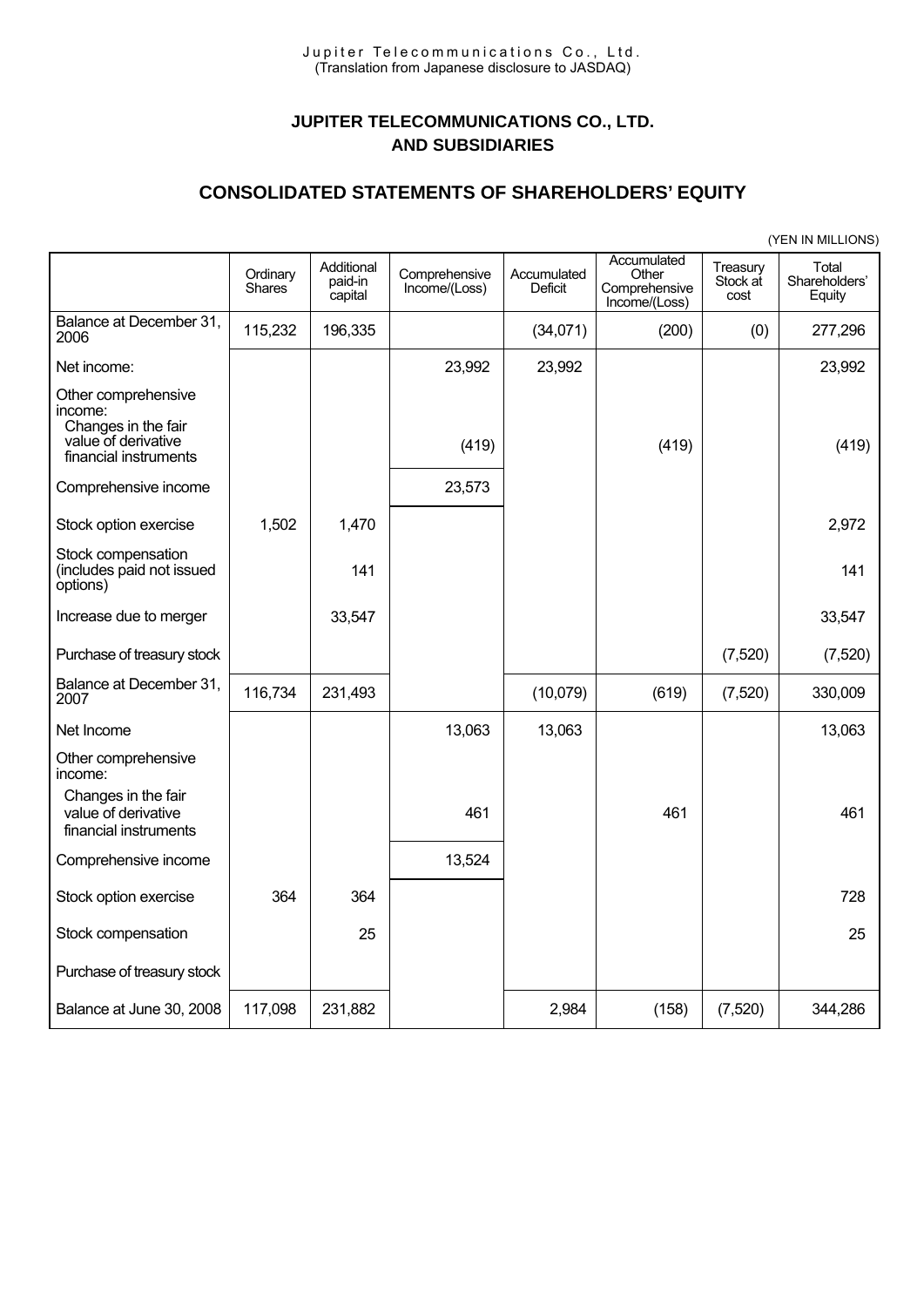Jupiter Telecommunications Co., Ltd.
(Translation from Japanese disclosure to JASDAQ)

**JUPITER TELECOMMUNICATIONS CO., LTD. AND SUBSIDIARIES**

## CONSOLIDATED STATEMENTS OF SHAREHOLDERS' EQUITY

(YEN IN MILLIONS)

| | Ordinary Shares | Additional paid-in capital | Comprehensive Income/(Loss) | Accumulated Deficit | Accumulated Other Comprehensive Income/(Loss) | Treasury Stock at cost | Total Shareholders' Equity |
|---|---|---|---|---|---|---|---|
| Balance at December 31, 2006 | 115,232 | 196,335 | | (34,071) | (200) | (0) | 277,296 |
| Net income: | | | 23,992 | 23,992 | | | 23,992 |
| Other comprehensive income: Changes in the fair value of derivative financial instruments | | | (419) | | (419) | | (419) |
| Comprehensive income | | | 23,573 | | | | |
| Stock option exercise | 1,502 | 1,470 | | | | | 2,972 |
| Stock compensation (includes paid not issued options) | | 141 | | | | | 141 |
| Increase due to merger | | 33,547 | | | | | 33,547 |
| Purchase of treasury stock | | | | | | (7,520) | (7,520) |
| Balance at December 31, 2007 | 116,734 | 231,493 | | (10,079) | (619) | (7,520) | 330,009 |
| Net Income | | | 13,063 | 13,063 | | | 13,063 |
| Other comprehensive income: Changes in the fair value of derivative financial instruments | | | 461 | | 461 | | 461 |
| Comprehensive income | | | 13,524 | | | | |
| Stock option exercise | 364 | 364 | | | | | 728 |
| Stock compensation | | 25 | | | | | 25 |
| Purchase of treasury stock | | | | | | | |
| Balance at June 30, 2008 | 117,098 | 231,882 | | 2,984 | (158) | (7,520) | 344,286 |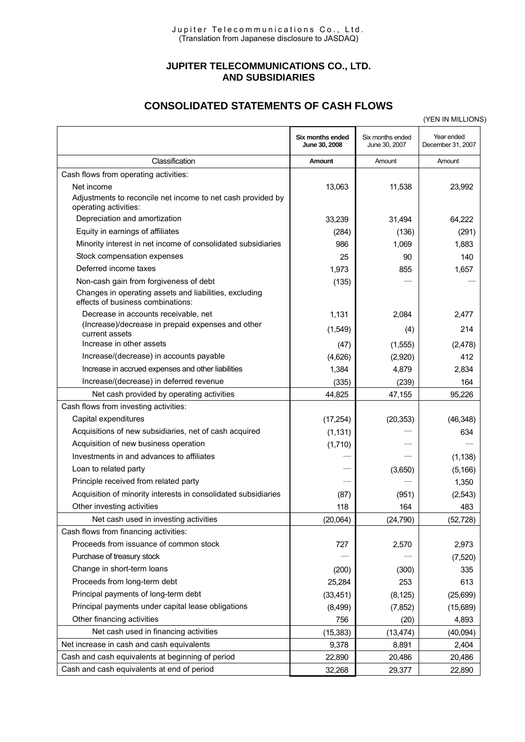Jupiter Telecommunications Co., Ltd.
(Translation from Japanese disclosure to JASDAQ)

# JUPITER TELECOMMUNICATIONS CO., LTD. AND SUBSIDIARIES

## CONSOLIDATED STATEMENTS OF CASH FLOWS

(YEN IN MILLIONS)

| Classification | **Six months ended June 30, 2008** Amount | Six months ended June 30, 2007 Amount | Year ended December 31, 2007 Amount |
|---|---|---|---|
| Cash flows from operating activities: | | | |
| Net income | 13,063 | 11,538 | 23,992 |
| Adjustments to reconcile net income to net cash provided by operating activities: | | | |
| Depreciation and amortization | 33,239 | 31,494 | 64,222 |
| Equity in earnings of affiliates | (284) | (136) | (291) |
| Minority interest in net income of consolidated subsidiaries | 986 | 1,069 | 1,883 |
| Stock compensation expenses | 25 | 90 | 140 |
| Deferred income taxes | 1,973 | 855 | 1,657 |
| Non-cash gain from forgiveness of debt | (135) | — | — |
| Changes in operating assets and liabilities, excluding effects of business combinations: | | | |
| Decrease in accounts receivable, net | 1,131 | 2,084 | 2,477 |
| (Increase)/decrease in prepaid expenses and other current assets | (1,549) | (4) | 214 |
| Increase in other assets | (47) | (1,555) | (2,478) |
| Increase/(decrease) in accounts payable | (4,626) | (2,920) | 412 |
| Increase in accrued expenses and other liabilities | 1,384 | 4,879 | 2,834 |
| Increase/(decrease) in deferred revenue | (335) | (239) | 164 |
| Net cash provided by operating activities | 44,825 | 47,155 | 95,226 |
| Cash flows from investing activities: | | | |
| Capital expenditures | (17,254) | (20,353) | (46,348) |
| Acquisitions of new subsidiaries, net of cash acquired | (1,131) | — | 634 |
| Acquisition of new business operation | (1,710) | — | — |
| Investments in and advances to affiliates | — | — | (1,138) |
| Loan to related party | — | (3,650) | (5,166) |
| Principle received from related party | — | — | 1,350 |
| Acquisition of minority interests in consolidated subsidiaries | (87) | (951) | (2,543) |
| Other investing activities | 118 | 164 | 483 |
| Net cash used in investing activities | (20,064) | (24,790) | (52,728) |
| Cash flows from financing activities: | | | |
| Proceeds from issuance of common stock | 727 | 2,570 | 2,973 |
| Purchase of treasury stock | — | — | (7,520) |
| Change in short-term loans | (200) | (300) | 335 |
| Proceeds from long-term debt | 25,284 | 253 | 613 |
| Principal payments of long-term debt | (33,451) | (8,125) | (25,699) |
| Principal payments under capital lease obligations | (8,499) | (7,852) | (15,689) |
| Other financing activities | 756 | (20) | 4,893 |
| Net cash used in financing activities | (15,383) | (13,474) | (40,094) |
| Net increase in cash and cash equivalents | 9,378 | 8,891 | 2,404 |
| Cash and cash equivalents at beginning of period | 22,890 | 20,486 | 20,486 |
| Cash and cash equivalents at end of period | 32,268 | 29,377 | 22,890 |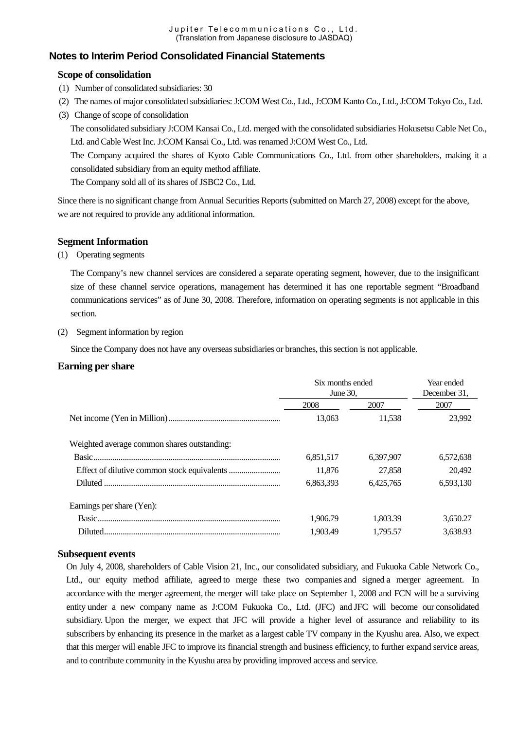## Notes to Interim Period Consolidated Financial Statements

### Scope of consolidation

(1) Number of consolidated subsidiaries: 30

(2) The names of major consolidated subsidiaries: J:COM West Co., Ltd., J:COM Kanto Co., Ltd., J:COM Tokyo Co., Ltd.

(3) Change of scope of consolidation

The consolidated subsidiary J:COM Kansai Co., Ltd. merged with the consolidated subsidiaries Hokusetsu Cable Net Co., Ltd. and Cable West Inc. J:COM Kansai Co., Ltd. was renamed J:COM West Co., Ltd.

The Company acquired the shares of Kyoto Cable Communications Co., Ltd. from other shareholders, making it a consolidated subsidiary from an equity method affiliate.

The Company sold all of its shares of JSBC2 Co., Ltd.

Since there is no significant change from Annual Securities Reports (submitted on March 27, 2008) except for the above, we are not required to provide any additional information.

### Segment Information

(1) Operating segments

The Company's new channel services are considered a separate operating segment, however, due to the insignificant size of these channel service operations, management has determined it has one reportable segment "Broadband communications services" as of June 30, 2008. Therefore, information on operating segments is not applicable in this section.

(2) Segment information by region

Since the Company does not have any overseas subsidiaries or branches, this section is not applicable.

### Earning per share

| | Six months ended June 30, | | Year ended December 31, |
|---|---|---|---|
| | 2008 | 2007 | 2007 |
| Net income (Yen in Million) | 13,063 | 11,538 | 23,992 |
| Weighted average common shares outstanding: | | | |
| Basic | 6,851,517 | 6,397,907 | 6,572,638 |
| Effect of dilutive common stock equivalents | 11,876 | 27,858 | 20,492 |
| Diluted | 6,863,393 | 6,425,765 | 6,593,130 |
| Earnings per share (Yen): | | | |
| Basic | 1,906.79 | 1,803.39 | 3,650.27 |
| Diluted | 1,903.49 | 1,795.57 | 3,638.93 |

### Subsequent events

On July 4, 2008, shareholders of Cable Vision 21, Inc., our consolidated subsidiary, and Fukuoka Cable Network Co., Ltd., our equity method affiliate, agreed to merge these two companies and signed a merger agreement. In accordance with the merger agreement, the merger will take place on September 1, 2008 and FCN will be a surviving entity under a new company name as J:COM Fukuoka Co., Ltd. (JFC) and JFC will become our consolidated subsidiary. Upon the merger, we expect that JFC will provide a higher level of assurance and reliability to its subscribers by enhancing its presence in the market as a largest cable TV company in the Kyushu area. Also, we expect that this merger will enable JFC to improve its financial strength and business efficiency, to further expand service areas, and to contribute community in the Kyushu area by providing improved access and service.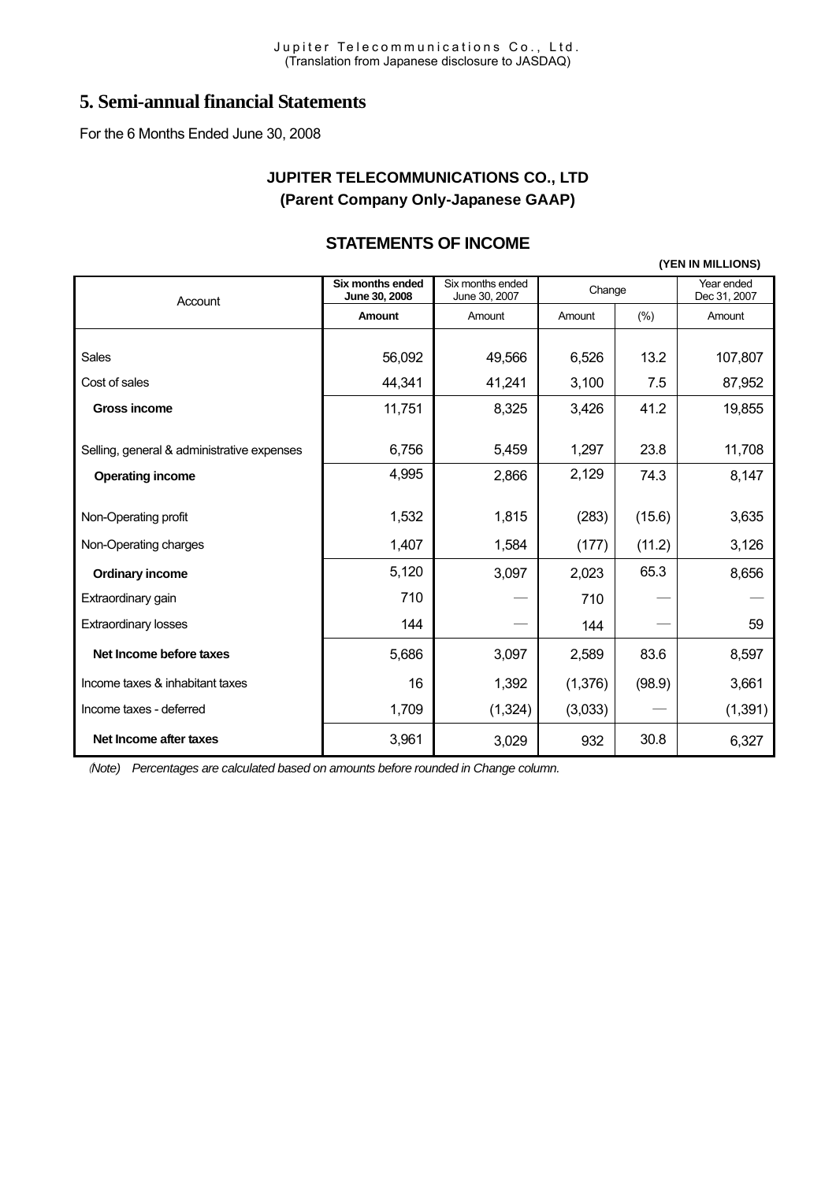## 5. Semi-annual financial Statements

For the 6 Months Ended June 30, 2008

### JUPITER TELECOMMUNICATIONS CO., LTD
### (Parent Company Only-Japanese GAAP)

### STATEMENTS OF INCOME

**(YEN IN MILLIONS)**

| Account | **Six months ended June 30, 2008** | Six months ended June 30, 2007 | Change | | Year ended Dec 31, 2007 |
|---|---|---|---|---|---|
| | **Amount** | Amount | Amount | (%) | Amount |
| Sales | 56,092 | 49,566 | 6,526 | 13.2 | 107,807 |
| Cost of sales | 44,341 | 41,241 | 3,100 | 7.5 | 87,952 |
| **Gross income** | 11,751 | 8,325 | 3,426 | 41.2 | 19,855 |
| Selling, general & administrative expenses | 6,756 | 5,459 | 1,297 | 23.8 | 11,708 |
| **Operating income** | 4,995 | 2,866 | 2,129 | 74.3 | 8,147 |
| Non-Operating profit | 1,532 | 1,815 | (283) | (15.6) | 3,635 |
| Non-Operating charges | 1,407 | 1,584 | (177) | (11.2) | 3,126 |
| **Ordinary income** | 5,120 | 3,097 | 2,023 | 65.3 | 8,656 |
| Extraordinary gain | 710 | — | 710 | — | — |
| Extraordinary losses | 144 | — | 144 | — | 59 |
| **Net Income before taxes** | 5,686 | 3,097 | 2,589 | 83.6 | 8,597 |
| Income taxes & inhabitant taxes | 16 | 1,392 | (1,376) | (98.9) | 3,661 |
| Income taxes - deferred | 1,709 | (1,324) | (3,033) | — | (1,391) |
| **Net Income after taxes** | 3,961 | 3,029 | 932 | 30.8 | 6,327 |

*(Note) Percentages are calculated based on amounts before rounded in Change column.*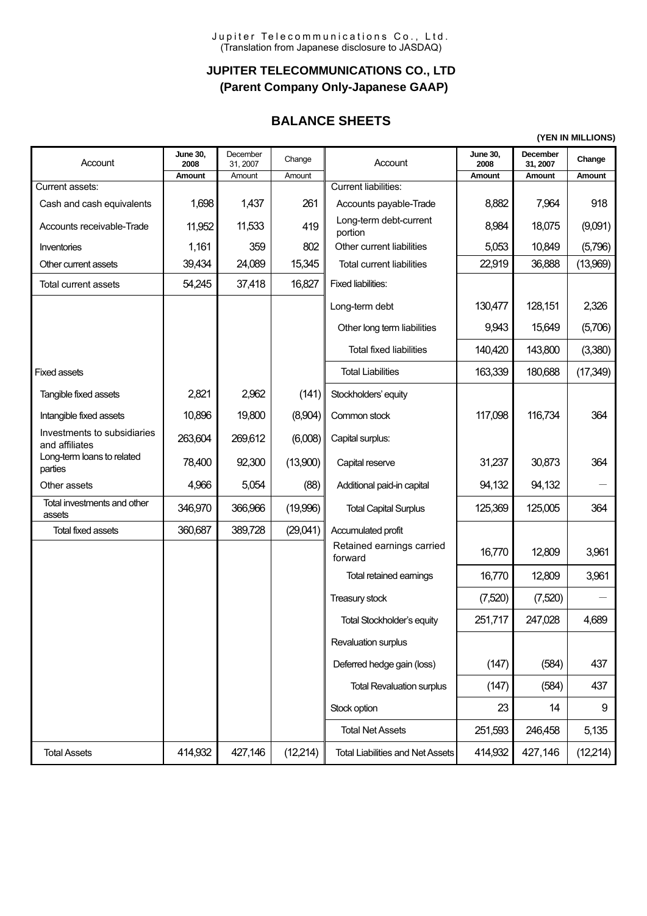Jupiter Telecommunications Co., Ltd.
(Translation from Japanese disclosure to JASDAQ)

# JUPITER TELECOMMUNICATIONS CO., LTD
## (Parent Company Only-Japanese GAAP)

## BALANCE SHEETS

(YEN IN MILLIONS)

| Account | June 30, 2008 Amount | December 31, 2007 Amount | Change Amount | Account | June 30, 2008 Amount | December 31, 2007 Amount | Change Amount |
|---|---|---|---|---|---|---|---|
| Current assets: | | | | Current liabilities: | | | |
| Cash and cash equivalents | 1,698 | 1,437 | 261 | Accounts payable-Trade | 8,882 | 7,964 | 918 |
| Accounts receivable-Trade | 11,952 | 11,533 | 419 | Long-term debt-current portion | 8,984 | 18,075 | (9,091) |
| Inventories | 1,161 | 359 | 802 | Other current liabilities | 5,053 | 10,849 | (5,796) |
| Other current assets | 39,434 | 24,089 | 15,345 | Total current liabilities | 22,919 | 36,888 | (13,969) |
| Total current assets | 54,245 | 37,418 | 16,827 | Fixed liabilities: | | | |
| | | | | Long-term debt | 130,477 | 128,151 | 2,326 |
| | | | | Other long term liabilities | 9,943 | 15,649 | (5,706) |
| | | | | Total fixed liabilities | 140,420 | 143,800 | (3,380) |
| Fixed assets | | | | Total Liabilities | 163,339 | 180,688 | (17,349) |
| Tangible fixed assets | 2,821 | 2,962 | (141) | Stockholders' equity | | | |
| Intangible fixed assets | 10,896 | 19,800 | (8,904) | Common stock | 117,098 | 116,734 | 364 |
| Investments to subsidiaries and affiliates | 263,604 | 269,612 | (6,008) | Capital surplus: | | | |
| Long-term loans to related parties | 78,400 | 92,300 | (13,900) | Capital reserve | 31,237 | 30,873 | 364 |
| Other assets | 4,966 | 5,054 | (88) | Additional paid-in capital | 94,132 | 94,132 | — |
| Total investments and other assets | 346,970 | 366,966 | (19,996) | Total Capital Surplus | 125,369 | 125,005 | 364 |
| Total fixed assets | 360,687 | 389,728 | (29,041) | Accumulated profit | | | |
| | | | | Retained earnings carried forward | 16,770 | 12,809 | 3,961 |
| | | | | Total retained earnings | 16,770 | 12,809 | 3,961 |
| | | | | Treasury stock | (7,520) | (7,520) | — |
| | | | | Total Stockholder's equity | 251,717 | 247,028 | 4,689 |
| | | | | Revaluation surplus | | | |
| | | | | Deferred hedge gain (loss) | (147) | (584) | 437 |
| | | | | Total Revaluation surplus | (147) | (584) | 437 |
| | | | | Stock option | 23 | 14 | 9 |
| | | | | Total Net Assets | 251,593 | 246,458 | 5,135 |
| Total Assets | 414,932 | 427,146 | (12,214) | Total Liabilities and Net Assets | 414,932 | 427,146 | (12,214) |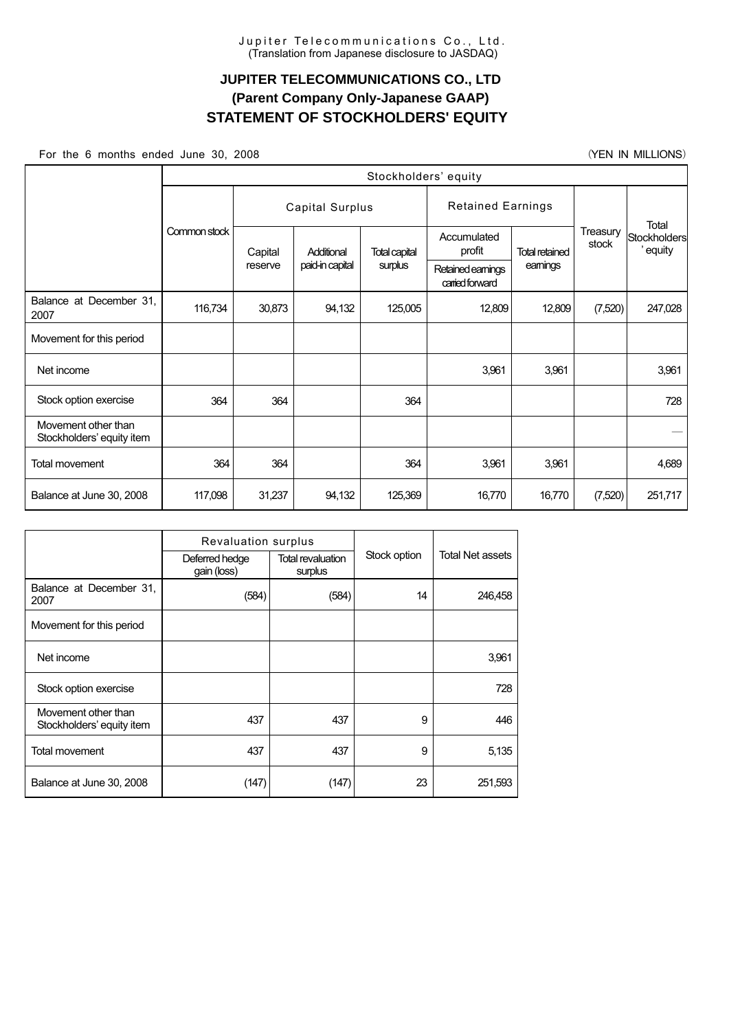Jupiter Telecommunications Co., Ltd.
(Translation from Japanese disclosure to JASDAQ)

# JUPITER TELECOMMUNICATIONS CO., LTD
## (Parent Company Only-Japanese GAAP)
## STATEMENT OF STOCKHOLDERS' EQUITY

For the 6 months ended June 30, 2008 (YEN IN MILLIONS)

| | Stockholders' equity | | | | | | | |
|---|---|---|---|---|---|---|---|---|
| | Common stock | Capital Surplus | | | Retained Earnings | | Treasury stock | Total Stockholders' equity |
| | | Capital reserve | Additional paid-in capital | Total capital surplus | Accumulated profit / Retained earnings carried forward | Total retained earnings | | |
| Balance at December 31, 2007 | 116,734 | 30,873 | 94,132 | 125,005 | 12,809 | 12,809 | (7,520) | 247,028 |
| Movement for this period | | | | | | | | |
| Net income | | | | | 3,961 | 3,961 | | 3,961 |
| Stock option exercise | 364 | 364 | | 364 | | | | 728 |
| Movement other than Stockholders' equity item | | | | | | | | — |
| Total movement | 364 | 364 | | 364 | 3,961 | 3,961 | | 4,689 |
| Balance at June 30, 2008 | 117,098 | 31,237 | 94,132 | 125,369 | 16,770 | 16,770 | (7,520) | 251,717 |

| | Revaluation surplus | | Stock option | Total Net assets |
|---|---|---|---|---|
| | Deferred hedge gain (loss) | Total revaluation surplus | | |
| Balance at December 31, 2007 | (584) | (584) | 14 | 246,458 |
| Movement for this period | | | | |
| Net income | | | | 3,961 |
| Stock option exercise | | | | 728 |
| Movement other than Stockholders' equity item | 437 | 437 | 9 | 446 |
| Total movement | 437 | 437 | 9 | 5,135 |
| Balance at June 30, 2008 | (147) | (147) | 23 | 251,593 |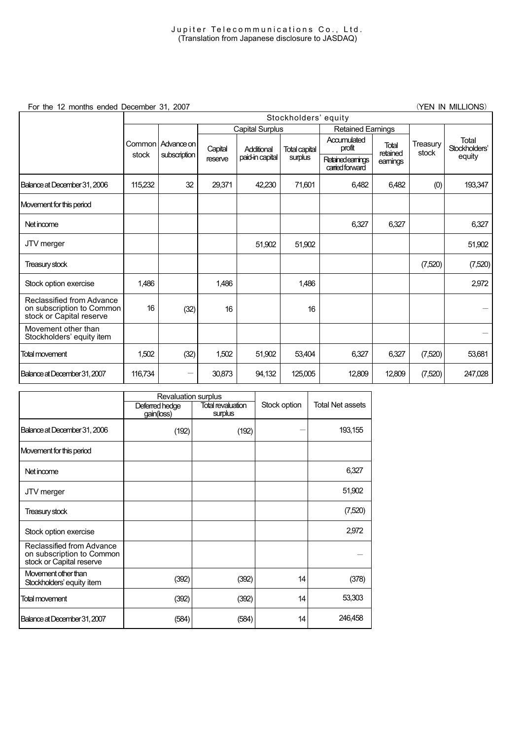Jupiter Telecommunications Co., Ltd.
(Translation from Japanese disclosure to JASDAQ)

For the 12 months ended December 31, 2007 (YEN IN MILLIONS)

| | Stockholders' equity | | | | | | | | |
|---|---|---|---|---|---|---|---|---|---|
| | | | Capital Surplus | | | Retained Earnings | | | |
| | Common stock | Advance on subscription | Capital reserve | Additional paid-in capital | Total capital surplus | Accumulated profit / Retained earnings carried forward | Total retained earnings | Treasury stock | Total Stockholders' equity |
| Balance at December 31, 2006 | 115,232 | 32 | 29,371 | 42,230 | 71,601 | 6,482 | 6,482 | (0) | 193,347 |
| Movement for this period | | | | | | | | | |
| Net income | | | | | | 6,327 | 6,327 | | 6,327 |
| JTV merger | | | | 51,902 | 51,902 | | | | 51,902 |
| Treasury stock | | | | | | | | (7,520) | (7,520) |
| Stock option exercise | 1,486 | | 1,486 | | 1,486 | | | | 2,972 |
| Reclassified from Advance on subscription to Common stock or Capital reserve | 16 | (32) | 16 | | 16 | | | | — |
| Movement other than Stockholders' equity item | | | | | | | | | — |
| Total movement | 1,502 | (32) | 1,502 | 51,902 | 53,404 | 6,327 | 6,327 | (7,520) | 53,681 |
| Balance at December 31, 2007 | 116,734 | — | 30,873 | 94,132 | 125,005 | 12,809 | 12,809 | (7,520) | 247,028 |

| | Revaluation surplus | | Stock option | Total Net assets |
|---|---|---|---|---|
| | Deferred hedge gain(loss) | Total revaluation surplus | | |
| Balance at December 31, 2006 | (192) | (192) | — | 193,155 |
| Movement for this period | | | | |
| Net income | | | | 6,327 |
| JTV merger | | | | 51,902 |
| Treasury stock | | | | (7,520) |
| Stock option exercise | | | | 2,972 |
| Reclassified from Advance on subscription to Common stock or Capital reserve | | | | — |
| Movement other than Stockholders' equity item | (392) | (392) | 14 | (378) |
| Total movement | (392) | (392) | 14 | 53,303 |
| Balance at December 31, 2007 | (584) | (584) | 14 | 246,458 |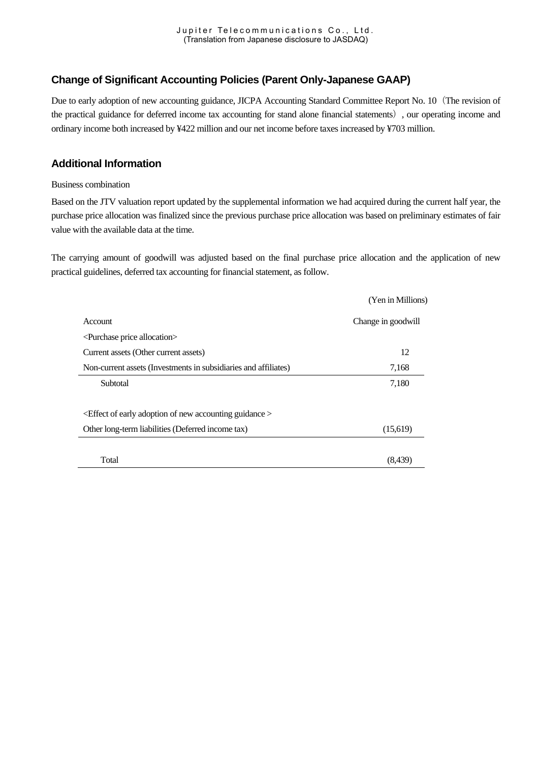## Change of Significant Accounting Policies (Parent Only-Japanese GAAP)

Due to early adoption of new accounting guidance, JICPA Accounting Standard Committee Report No. 10（The revision of the practical guidance for deferred income tax accounting for stand alone financial statements）, our operating income and ordinary income both increased by ¥422 million and our net income before taxes increased by ¥703 million.

## Additional Information

Business combination

Based on the JTV valuation report updated by the supplemental information we had acquired during the current half year, the purchase price allocation was finalized since the previous purchase price allocation was based on preliminary estimates of fair value with the available data at the time.

The carrying amount of goodwill was adjusted based on the final purchase price allocation and the application of new practical guidelines, deferred tax accounting for financial statement, as follow.

(Yen in Millions)

| Account | Change in goodwill |
|---|---|
| <Purchase price allocation> | |
| Current assets (Other current assets) | 12 |
| Non-current assets (Investments in subsidiaries and affiliates) | 7,168 |
| Subtotal | 7,180 |
| | |
| <Effect of early adoption of new accounting guidance > | |
| Other long-term liabilities (Deferred income tax) | (15,619) |
| | |
| Total | (8,439) |